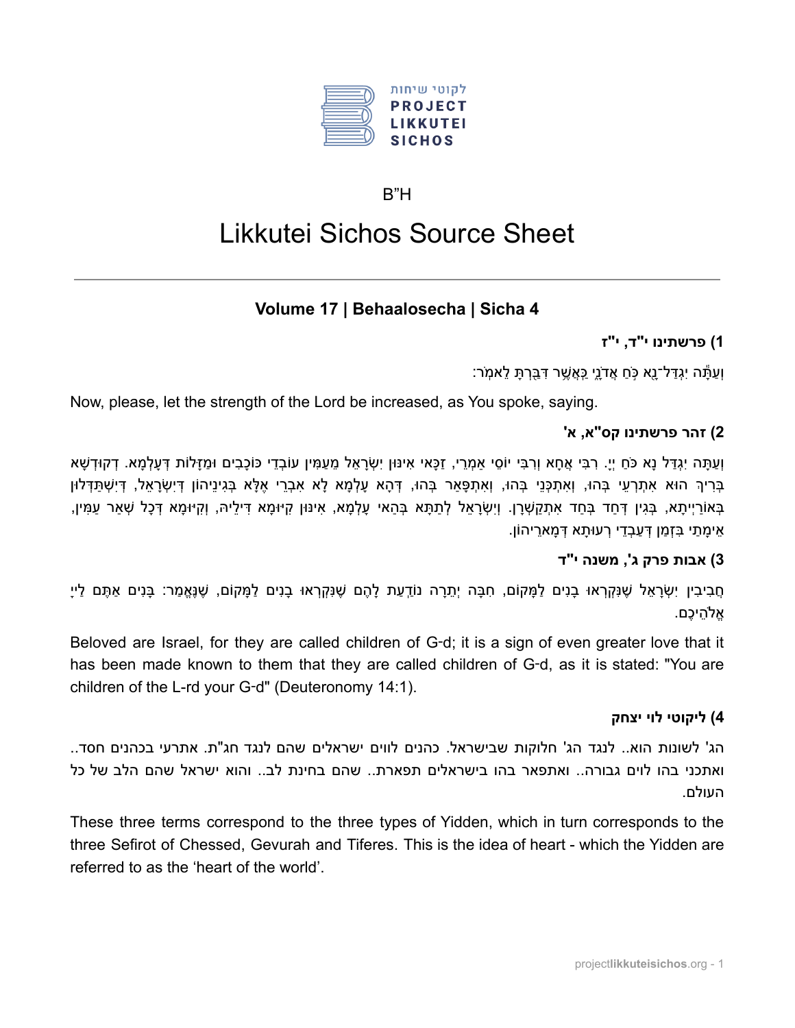B"H

# Likkutei Sichos Source Sheet

## Volume 17 | Behaalosecha | Sicha 4

### 1) פרשתינו י"ד, י"ז

וְעַתָּ֕ה יִגְדַּל־נָ֖א כֹּ֣חַ אֲדֹנָ֑י כַּאֲשֶׁ֥ר דִּבַּ֖רְתָּ לֵאמֹֽר:

Now, please, let the strength of the Lord be increased, as You spoke, saying.

### 2) זהר פרשתינו קס"א, א'

וְעַתָּה יִגְדַּל נָא כֹּחַ יְיָ. רִבִּי אַחָא וְרִבִּי יוֹסֵי אַמְרֵי, זַכָּאִי אִינּוּן יִשְׂרָאֵל מֵעַמִּין עוֹבְדֵי כּוֹכָבִים וּמַזָּלוֹת דְּעָלְמָא. דְּקוּדְשָׁא בְּרִיךְ הוּא אִתְרְעֵי בְּהוּ, וְאִתְכְּנֵי בְּהוּ, וְאִתְפָּאַר בְּהוּ, דְּהָא עָלְמָא לָא אִבְרֵי אֶלָּא בְּגִינֵיהוֹן דְּיִשְׂרָאֵל, דְּיִשְׁתַּדְּלוּן בְּאוֹרַיְיתָא, בְּגִין דְּחַד בְּחַד אִתְקַשְּׁרָן. וְיִשְׂרָאֵל לְתַתָּא בְּהַאי עָלְמָא, אִינּוּן קִיּוּמָא דִּילֵיהּ, וְקִיּוּמָא דְּכָל שְׁאַר עַמִּין, אֵימָתַי בִּזְמַן דְּעַבְדֵי רְעוּתָא דְּמָארֵיהוֹן.

### 3) אבות פרק ג', משנה י"ד

חֲבִיבִין יִשְׂרָאֵל שֶׁנִּקְרְאוּ בָנִים לַמָּקוֹם, חִבָּה יְתֵרָה נוֹדַעַת לָהֶם שֶׁנִּקְרְאוּ בָנִים לַמָּקוֹם, שֶׁנֶּאֱמַר: בָּנִים אַתֶּם לַייָ אֱלֹהֵיכֶם.

Beloved are Israel, for they are called children of G-d; it is a sign of even greater love that it has been made known to them that they are called children of G-d, as it is stated: "You are children of the L-rd your G-d" (Deuteronomy 14:1).

### 4) ליקוטי לוי יצחק

הג' לשונות הוא.. לנגד הג' חלוקות שבישראל. כהנים לווים ישראלים שהם לנגד חג"ת. אתרעי בכהנים חסד.. ואתכני בהו לוים גבורה.. ואתפאר בהו בישראלים תפארת.. שהם בחינת לב.. והוא ישראל שהם הלב של כל העולם.

These three terms correspond to the three types of Yidden, which in turn corresponds to the three Sefirot of Chessed, Gevurah and Tiferes. This is the idea of heart - which the Yidden are referred to as the 'heart of the world'.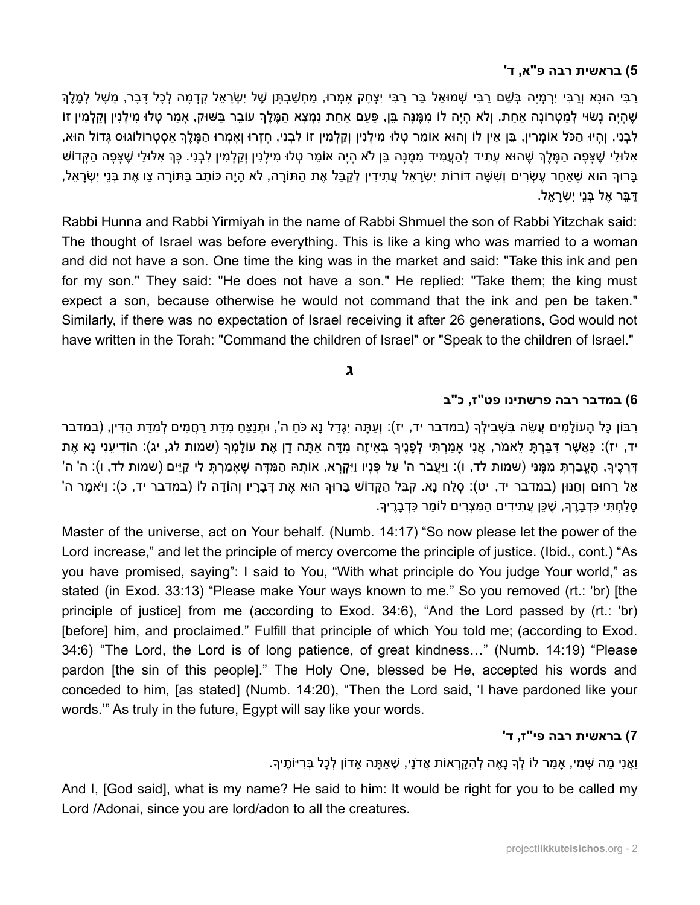### 5) בראשית רבה פ"א, ד'

רַבִּי הוּנָא וְרַבִּי יִרְמְיָה בְּשֵׁם רַבִּי שְׁמוּאֵל בַּר רַבִּי יִצְחָק אָמְרוּ, מַחְשַׁבְתָּן שֶׁל יִשְׂרָאֵל קָדְמָה לְכָל דָּבָר, מָשָׁל לְמֶלֶךְ שֶׁהָיָה נָשׂוּי לְמַטְרוֹנָה אַחַת, וְלֹא הָיָה לוֹ מִמֶּנָּה בֵּן, פַּעַם אַחַת נִמְצָא הַמֶּלֶךְ עוֹבֵר בַּשּׁוּק, אָמַר טְלוּ מִילָנִין וְקַלְמִין זוֹ לִבְנִי, וְהָיוּ הַכֹּל אוֹמְרִין, בֵּן אֵין לוֹ וְהוּא אוֹמֵר טְלוּ מִילָנִין וְקַלְמִין לִבְנִי, חָזְרוּ וְאָמְרוּ הַמֶּלֶךְ אַסְטְרוֹלוֹגוֹס גָּדוֹל הוּא, אִלּוּלֵי שֶׁצָּפָה הַמֶּלֶךְ שֶׁהוּא עָתִיד לְהַעֲמִיד מִמֶּנָּה בֵּן לֹא הָיָה אוֹמֵר טְלוּ מִילָנִין וְקַלְמִין לִבְנִי. כָּךְ אִלּוּלֵי שֶׁצָּפָה הַקָּדוֹשׁ בָּרוּךְ הוּא שֶׁאַחַר עֶשְׂרִים וְשִׁשָּׁה דוֹרוֹת יִשְׂרָאֵל עֲתִידִין לְקַבֵּל אֶת הַתּוֹרָה, לֹא הָיָה כּוֹתֵב בַּתּוֹרָה צַו אֶת בְּנֵי יִשְׂרָאֵל, דַּבֵּר אֶל בְּנֵי יִשְׂרָאֵל.

Rabbi Hunna and Rabbi Yirmiyah in the name of Rabbi Shmuel the son of Rabbi Yitzchak said: The thought of Israel was before everything. This is like a king who was married to a woman and did not have a son. One time the king was in the market and said: "Take this ink and pen for my son." They said: "He does not have a son." He replied: "Take them; the king must expect a son, because otherwise he would not command that the ink and pen be taken." Similarly, if there was no expectation of Israel receiving it after 26 generations, God would not have written in the Torah: "Command the children of Israel" or "Speak to the children of Israel."

## ג

### 6) במדבר רבה פרשתינו פט"ז, כ"ב

רִבּוֹן כָּל הָעוֹלָמִים עֲשֵׂה בִּשְׁבִילָךְ (במדבר יד, יז): וְעַתָּה יִגְדַּל נָא כֹּחַ ה', וּתְנַצֵּחַ מִדַּת רַחֲמִים לְמִדַּת הַדִּין, (במדבר יד, יז): כַּאֲשֶׁר דִּבַּרְתָּ לֵאמֹר, אֲנִי אָמַרְתִּי לְפָנֶיךָ בְּאֵיזֶה מִדָּה אַתָּה דָן אֶת עוֹלָמְךָ (שמות לג, יג): הוֹדִיעֵנִי נָא אֶת דְּרָכֶיךָ, הֶעֱבַרְתָּ מִמֶּנִּי (שמות לד, ו): וַיַּעֲבֹר ה' עַל פָּנָיו וַיִּקְרָא, אוֹתָהּ הַמִּדָּה שֶׁאָמַרְתָּ לִי קַיֵּים (שמות לד, ו): ה' ה' אֵל רַחוּם וְחַנּוּן (במדבר יד, יט): סְלַח נָא. קִבֵּל הַקָּדוֹשׁ בָּרוּךְ הוּא אֶת דְּבָרָיו וְהוֹדָה לוֹ (במדבר יד, כ): וַיֹּאמֶר ה' סָלַחְתִּי כִּדְבָרֶךָ, שֶׁכֵּן עֲתִידִים הַמִּצְרִים לוֹמַר כִּדְבָרֶיךָ.

Master of the universe, act on Your behalf. (Numb. 14:17) "So now please let the power of the Lord increase," and let the principle of mercy overcome the principle of justice. (Ibid., cont.) "As you have promised, saying": I said to You, "With what principle do You judge Your world," as stated (in Exod. 33:13) "Please make Your ways known to me." So you removed (rt.: 'br) [the principle of justice] from me (according to Exod. 34:6), "And the Lord passed by (rt.: 'br) [before] him, and proclaimed." Fulfill that principle of which You told me; (according to Exod. 34:6) "The Lord, the Lord is of long patience, of great kindness…" (Numb. 14:19) "Please pardon [the sin of this people]." The Holy One, blessed be He, accepted his words and conceded to him, [as stated] (Numb. 14:20), "Then the Lord said, 'I have pardoned like your words.'" As truly in the future, Egypt will say like your words.

### 7) בראשית רבה פי"ז, ד'

וַאֲנִי מַה שְּׁמִי, אָמַר לוֹ לְךָ נָאֶה לְהִקָּרְאוֹת אֲדֹנָי, שֶׁאַתָּה אָדוֹן לְכָל בְּרִיּוֹתֶיךָ.

And I, [God said], what is my name? He said to him: It would be right for you to be called my Lord /Adonai, since you are lord/adon to all the creatures.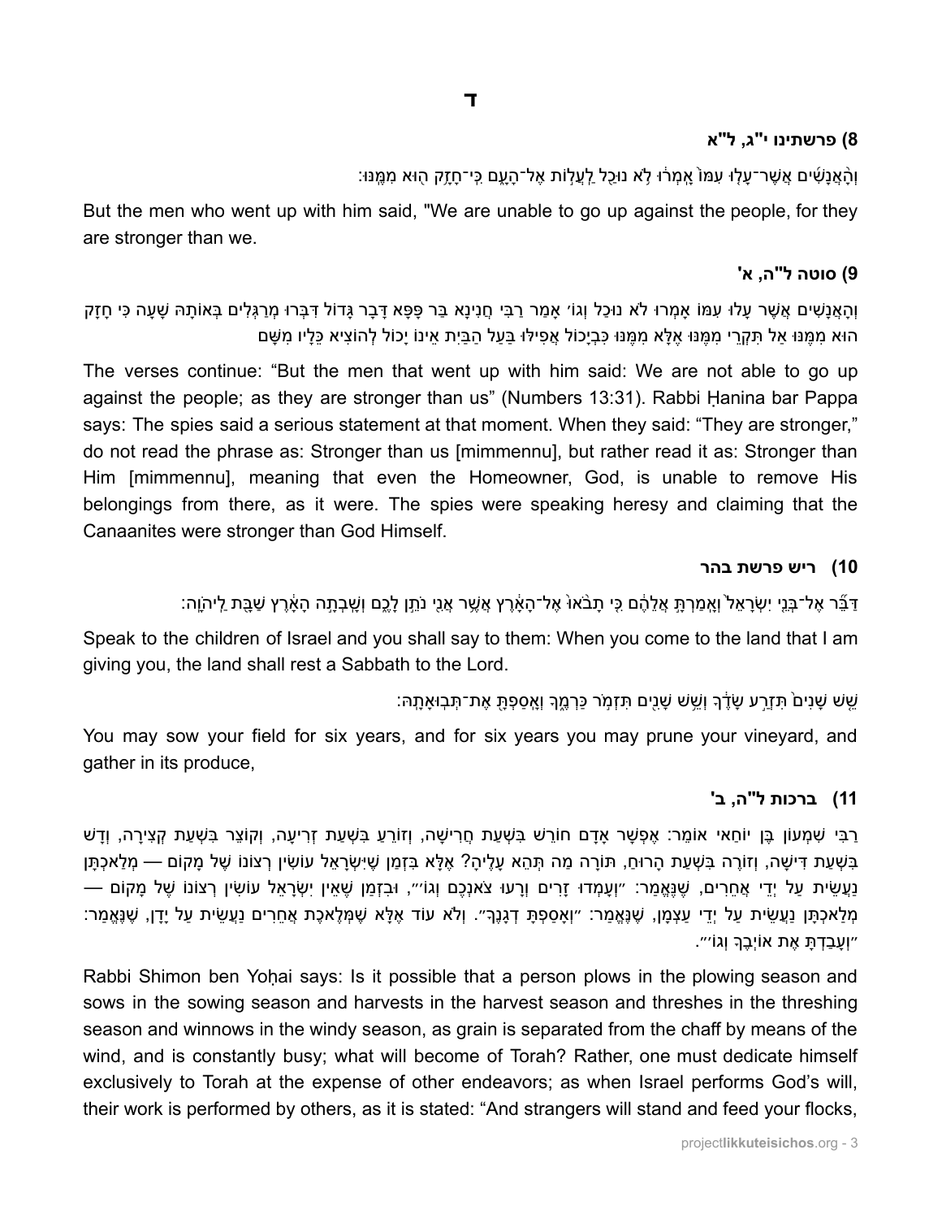# ד

### 8) פרשתינו י"ג, ל"א

וְהָאֲנָשִׁים אֲשֶׁר־עָלוּ עִמּוֹ אָמְרוּ לֹא נוּכַל לַעֲלוֹת אֶל־הָעָם כִּי־חָזָק הוּא מִמֶּנּוּ׃

But the men who went up with him said, "We are unable to go up against the people, for they are stronger than we.

### 9) סוטה ל"ה, א'

וְהָאֲנָשִׁים אֲשֶׁר עָלוּ עִמּוֹ אָמְרוּ לֹא נוּכַל וְגוֹ׳ אָמַר רַבִּי חֲנִינָא בַּר פָּפָּא דָּבָר גָּדוֹל דִּבְּרוּ מְרַגְּלִים בְּאוֹתָהּ שָׁעָה כִּי חָזָק הוּא מִמֶּנּוּ אַל תִּקְרֵי מִמֶּנּוּ אֶלָּא מִמֶּנּוּ כִּבְיָכוֹל אֲפִילּוּ בַּעַל הַבַּיִת אֵינוֹ יָכוֹל לְהוֹצִיא כֵּלָיו מִשָּׁם

The verses continue: "But the men that went up with him said: We are not able to go up against the people; as they are stronger than us" (Numbers 13:31). Rabbi Ḥanina bar Pappa says: The spies said a serious statement at that moment. When they said: "They are stronger," do not read the phrase as: Stronger than us [mimmennu], but rather read it as: Stronger than Him [mimmennu], meaning that even the Homeowner, God, is unable to remove His belongings from there, as it were. The spies were speaking heresy and claiming that the Canaanites were stronger than God Himself.

### 10) ריש פרשת בהר

דַּבֵּר אֶל־בְּנֵי יִשְׂרָאֵל וְאָמַרְתָּ אֲלֵהֶם כִּי תָבֹאוּ אֶל־הָאָרֶץ אֲשֶׁר אֲנִי נֹתֵן לָכֶם וְשָׁבְתָה הָאָרֶץ שַׁבָּת לַיהוָה׃

Speak to the children of Israel and you shall say to them: When you come to the land that I am giving you, the land shall rest a Sabbath to the Lord.

שֵׁשׁ שָׁנִים תִּזְרַע שָׂדֶךָ וְשֵׁשׁ שָׁנִים תִּזְמֹר כַּרְמֶךָ וְאָסַפְתָּ אֶת־תְּבוּאָתָהּ׃

You may sow your field for six years, and for six years you may prune your vineyard, and gather in its produce,

### 11) ברכות ל"ה, ב'

רַבִּי שִׁמְעוֹן בֶּן יוֹחַאי אוֹמֵר: אֶפְשָׁר אָדָם חוֹרֵשׁ בִּשְׁעַת חֲרִישָׁה, וְזוֹרֵעַ בִּשְׁעַת זְרִיעָה, וְקוֹצֵר בִּשְׁעַת קְצִירָה, וְדָשׁ בִּשְׁעַת דִּישָׁה, וְזוֹרֶה בִּשְׁעַת הָרוּחַ, תּוֹרָה מַה תְּהֵא עָלֶיהָ? אֶלָּא בִּזְמַן שֶׁיִּשְׂרָאֵל עוֹשִׂין רְצוֹנוֹ שֶׁל מָקוֹם — מְלַאכְתָּן נַעֲשֵׂית עַל יְדֵי אֲחֵרִים, שֶׁנֶּאֱמַר: ״וְעָמְדוּ זָרִים וְרָעוּ צֹאנְכֶם וְגוֹ׳״, וּבִזְמַן שֶׁאֵין יִשְׂרָאֵל עוֹשִׂין רְצוֹנוֹ שֶׁל מָקוֹם — מְלַאכְתָּן נַעֲשֵׂית עַל יְדֵי עַצְמָן, שֶׁנֶּאֱמַר: ״וְאָסַפְתָּ דְגָנֶךָ״. וְלֹא עוֹד אֶלָּא שֶׁמְּלֶאכֶת אֲחֵרִים נַעֲשֵׂית עַל יָדָן, שֶׁנֶּאֱמַר: ״וְעָבַדְתָּ אֶת אוֹיְבֶךָ וְגוֹ׳״.

Rabbi Shimon ben Yoḥai says: Is it possible that a person plows in the plowing season and sows in the sowing season and harvests in the harvest season and threshes in the threshing season and winnows in the windy season, as grain is separated from the chaff by means of the wind, and is constantly busy; what will become of Torah? Rather, one must dedicate himself exclusively to Torah at the expense of other endeavors; as when Israel performs God's will, their work is performed by others, as it is stated: "And strangers will stand and feed your flocks,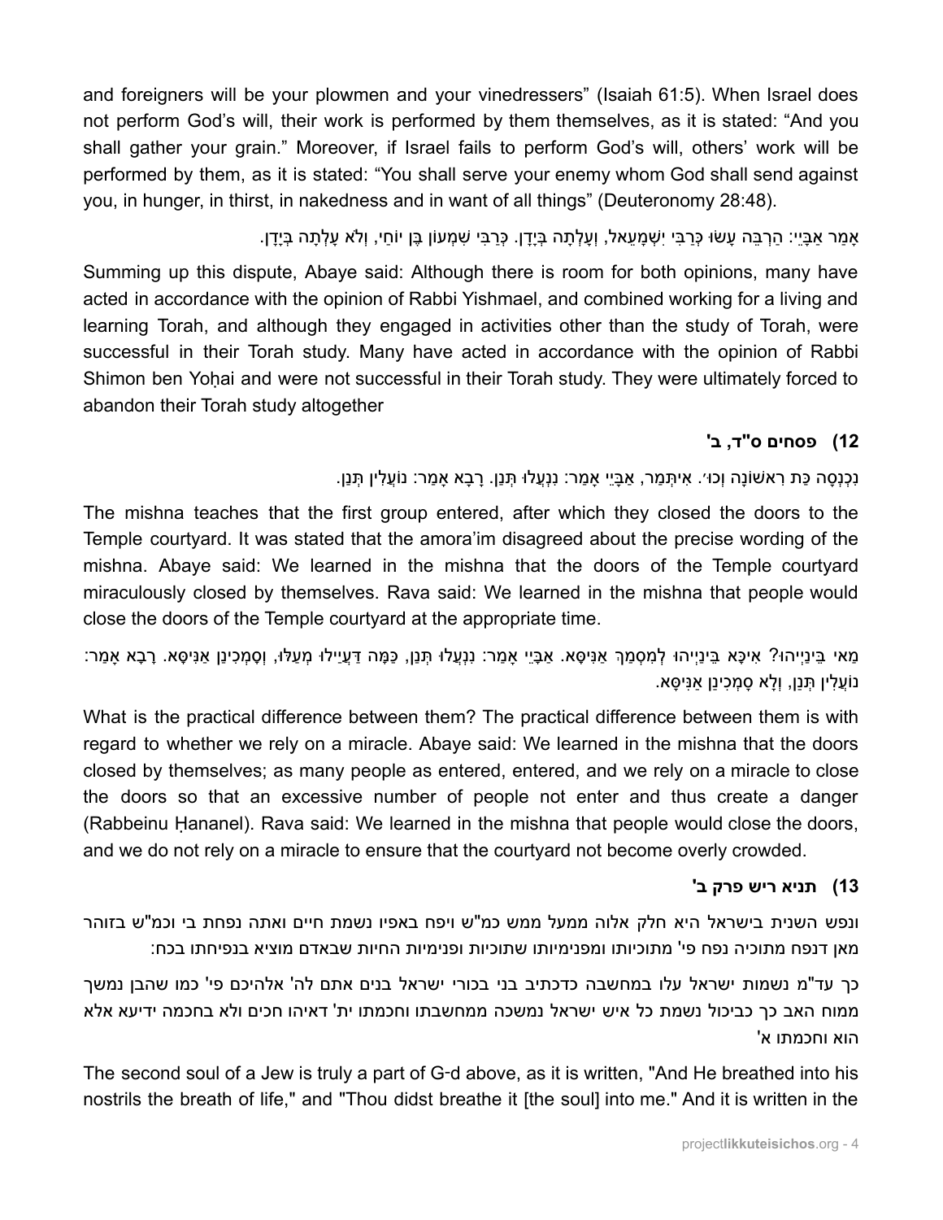and foreigners will be your plowmen and your vinedressers" (Isaiah 61:5). When Israel does not perform God's will, their work is performed by them themselves, as it is stated: "And you shall gather your grain." Moreover, if Israel fails to perform God's will, others' work will be performed by them, as it is stated: "You shall serve your enemy whom God shall send against you, in hunger, in thirst, in nakedness and in want of all things" (Deuteronomy 28:48).

אָמַר אַבָּיֵי: הַרְבֵּה עָשׂוּ כְּרַבִּי יִשְׁמָעֵאל, וְעָלְתָה בְּיָדָן. כְּרַבִּי שִׁמְעוֹן בֶּן יוֹחַי, וְלֹא עָלְתָה בְּיָדָן.

Summing up this dispute, Abaye said: Although there is room for both opinions, many have acted in accordance with the opinion of Rabbi Yishmael, and combined working for a living and learning Torah, and although they engaged in activities other than the study of Torah, were successful in their Torah study. Many have acted in accordance with the opinion of Rabbi Shimon ben Yoḥai and were not successful in their Torah study. They were ultimately forced to abandon their Torah study altogether

### 12) פסחים ס"ד, ב'

נִכְנְסָה כַּת רִאשׁוֹנָה וְכוּ׳. אִיתְּמַר, אַבָּיֵי אָמַר: נִנְעֲלוּ תְּנַן. רָבָא אָמַר: נוֹעֲלִין תְּנַן.

The mishna teaches that the first group entered, after which they closed the doors to the Temple courtyard. It was stated that the amora'im disagreed about the precise wording of the mishna. Abaye said: We learned in the mishna that the doors of the Temple courtyard miraculously closed by themselves. Rava said: We learned in the mishna that people would close the doors of the Temple courtyard at the appropriate time.

מַאי בֵּינַיְיהוּ? אִיכָּא בֵּינַיְיהוּ לְמִסְמַךְ אַנִּיסָּא. אַבָּיֵי אָמַר: נִנְעֲלוּ תְּנַן, כַּמָּה דְּעָיְילוּ מְעַלּוּ, וְסָמְכִינַן אַנִּיסָּא. רָבָא אָמַר: נוֹעֲלִין תְּנַן, וְלָא סָמְכִינַן אַנִּיסָּא.

What is the practical difference between them? The practical difference between them is with regard to whether we rely on a miracle. Abaye said: We learned in the mishna that the doors closed by themselves; as many people as entered, entered, and we rely on a miracle to close the doors so that an excessive number of people not enter and thus create a danger (Rabbeinu Ḥananel). Rava said: We learned in the mishna that people would close the doors, and we do not rely on a miracle to ensure that the courtyard not become overly crowded.

### 13) תניא ריש פרק ב'

ונפש השנית בישראל היא חלק אלוה ממעל ממש כמ"ש ויפח באפיו נשמת חיים ואתה נפחת בי וכמ"ש בזוהר מאן דנפח מתוכיה נפח פי' מתוכיותו ומפנימיותו שתוכיות ופנימיות החיות שבאדם מוציא בנפיחתו בכח:

כך עד"מ נשמות ישראל עלו במחשבה כדכתיב בני בכורי ישראל בנים אתם לה' אלהיכם פי' כמו שהבן נמשך ממוח האב כך כביכול נשמת כל איש ישראל נמשכה ממחשבתו וחכמתו ית' דאיהו חכים ולא בחכמה ידיעא אלא הוא וחכמתו א'

The second soul of a Jew is truly a part of G-d above, as it is written, "And He breathed into his nostrils the breath of life," and "Thou didst breathe it [the soul] into me." And it is written in the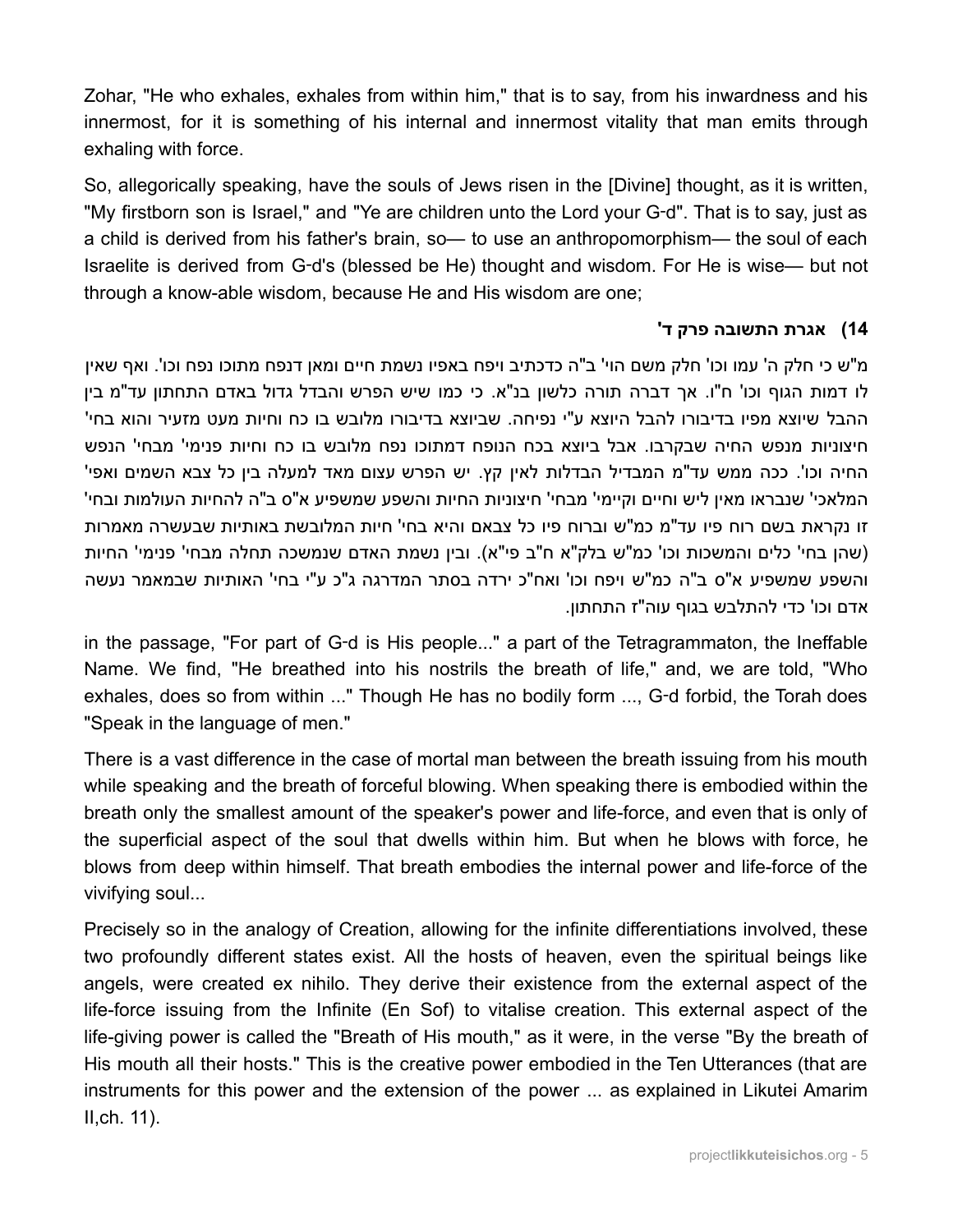Zohar, "He who exhales, exhales from within him," that is to say, from his inwardness and his innermost, for it is something of his internal and innermost vitality that man emits through exhaling with force.

So, allegorically speaking, have the souls of Jews risen in the [Divine] thought, as it is written, "My firstborn son is Israel," and "Ye are children unto the Lord your G‑d". That is to say, just as a child is derived from his father's brain, so— to use an anthropomorphism— the soul of each Israelite is derived from G‑d's (blessed be He) thought and wisdom. For He is wise— but not through a know-able wisdom, because He and His wisdom are one;

### 14) אגרת התשובה פרק ד'

מ"ש כי חלק ה' עמו וכו' חלק משם הוי' ב"ה כדכתיב ויפח באפיו נשמת חיים ומאן דנפח מתוכו נפח וכו'. ואף שאין לו דמות הגוף וכו' ח"ו. אך דברה תורה כלשון בנ"א. כי כמו שיש הפרש והבדל גדול באדם התחתון עד"מ בין ההבל שיוצא מפיו בדיבורו להבל היוצא ע"י נפיחה. שביוצא בדיבורו מלובש בו כח וחיות מעט מזעיר והוא בחי' חיצוניות מנפש החיה שבקרבו. אבל ביוצא בכח הנופח דמתוכו נפח מלובש בו כח וחיות פנימי' מבחי' הנפש החיה וכו'. ככה ממש עד"מ המבדיל הבדלות לאין קץ. יש הפרש עצום מאד למעלה בין כל צבא השמים ואפי' המלאכי' שנבראו מאין ליש וחיים וקיימי' מבחי' חיצוניות החיות והשפע שמשפיע א"ס ב"ה להחיות העולמות ובחי' זו נקראת בשם רוח פיו עד"מ כמ"ש וברוח פיו כל צבאם והיא בחי' חיות המלובשת באותיות שבעשרה מאמרות (שהן בחי' כלים והמשכות וכו' כמ"ש בלק"א ח"ב פי"א). ובין נשמת האדם שנמשכה תחלה מבחי' פנימי' החיות והשפע שמשפיע א"ס ב"ה כמ"ש ויפח וכו' ואח"כ ירדה בסתר המדרגה ג"כ ע"י בחי' האותיות שבמאמר נעשה אדם וכו' כדי להתלבש בגוף עוה"ז התחתון.

in the passage, "For part of G‑d is His people..." a part of the Tetragrammaton, the Ineffable Name. We find, "He breathed into his nostrils the breath of life," and, we are told, "Who exhales, does so from within ..." Though He has no bodily form ..., G‑d forbid, the Torah does "Speak in the language of men."

There is a vast difference in the case of mortal man between the breath issuing from his mouth while speaking and the breath of forceful blowing. When speaking there is embodied within the breath only the smallest amount of the speaker's power and life-force, and even that is only of the superficial aspect of the soul that dwells within him. But when he blows with force, he blows from deep within himself. That breath embodies the internal power and life-force of the vivifying soul...

Precisely so in the analogy of Creation, allowing for the infinite differentiations involved, these two profoundly different states exist. All the hosts of heaven, even the spiritual beings like angels, were created ex nihilo. They derive their existence from the external aspect of the life-force issuing from the Infinite (En Sof) to vitalise creation. This external aspect of the life-giving power is called the "Breath of His mouth," as it were, in the verse "By the breath of His mouth all their hosts." This is the creative power embodied in the Ten Utterances (that are instruments for this power and the extension of the power ... as explained in Likutei Amarim II,ch. 11).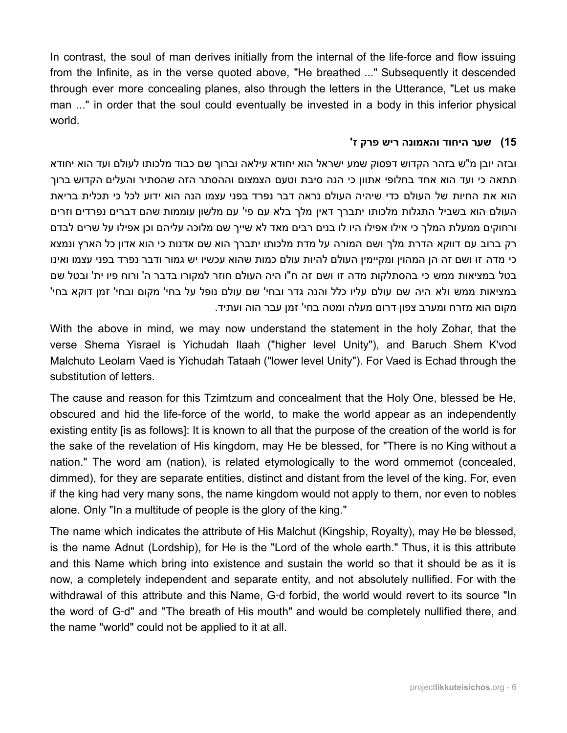In contrast, the soul of man derives initially from the internal of the life-force and flow issuing from the Infinite, as in the verse quoted above, "He breathed ..." Subsequently it descended through ever more concealing planes, also through the letters in the Utterance, "Let us make man ..." in order that the soul could eventually be invested in a body in this inferior physical world.

### 15) שער היחוד והאמונה ריש פרק ז'

ובזה יובן מ"ש בזהר הקדוש דפסוק שמע ישראל הוא יחודא עילאה וברוך שם כבוד מלכותו לעולם ועד הוא יחודא תתאה כי ועד הוא אחד בחלופי אתוון כי הנה סיבת וטעם הצמצום וההסתר הזה שהסתיר והעלים הקדוש ברוך הוא את החיות של העולם כדי שיהיה העולם נראה דבר נפרד בפני עצמו הנה הוא ידוע לכל כי תכלית בריאת העולם הוא בשביל התגלות מלכותו יתברך דאין מלך בלא עם פי' עם מלשון עוממות שהם דברים נפרדים וזרים ורחוקים ממעלת המלך כי אילו אפילו היו לו בנים רבים מאד לא שייך שם מלוכה עליהם וכן אפילו על שרים לבדם רק ברוב עם דווקא הדרת מלך ושם המורה על מדת מלכותו יתברך הוא שם אדנות כי הוא אדון כל הארץ ונמצא כי מדה זו ושם זה הן המהוין ומקיימין העולם להיות עולם כמות שהוא עכשיו יש גמור ודבר נפרד בפני עצמו ואינו בטל במציאות ממש כי בהסתלקות מדה זו ושם זה ח"ו היה העולם חוזר למקורו בדבר ה' ורוח פיו ית' ובטל שם במציאות ממש ולא היה שם עולם עליו כלל והנה גדר ובחי' שם עולם נופל על בחי' מקום ובחי' זמן דוקא בחי' מקום הוא מזרח ומערב צפון דרום מעלה ומטה בחי' זמן עבר הוה ועתיד.

With the above in mind, we may now understand the statement in the holy Zohar, that the verse Shema Yisrael is Yichudah Ilaah ("higher level Unity"), and Baruch Shem K'vod Malchuto Leolam Vaed is Yichudah Tataah ("lower level Unity"). For Vaed is Echad through the substitution of letters.

The cause and reason for this Tzimtzum and concealment that the Holy One, blessed be He, obscured and hid the life-force of the world, to make the world appear as an independently existing entity [is as follows]: It is known to all that the purpose of the creation of the world is for the sake of the revelation of His kingdom, may He be blessed, for "There is no King without a nation." The word am (nation), is related etymologically to the word ommemot (concealed, dimmed), for they are separate entities, distinct and distant from the level of the king. For, even if the king had very many sons, the name kingdom would not apply to them, nor even to nobles alone. Only "In a multitude of people is the glory of the king."

The name which indicates the attribute of His Malchut (Kingship, Royalty), may He be blessed, is the name Adnut (Lordship), for He is the "Lord of the whole earth." Thus, it is this attribute and this Name which bring into existence and sustain the world so that it should be as it is now, a completely independent and separate entity, and not absolutely nullified. For with the withdrawal of this attribute and this Name, G-d forbid, the world would revert to its source "In the word of G-d" and "The breath of His mouth" and would be completely nullified there, and the name "world" could not be applied to it at all.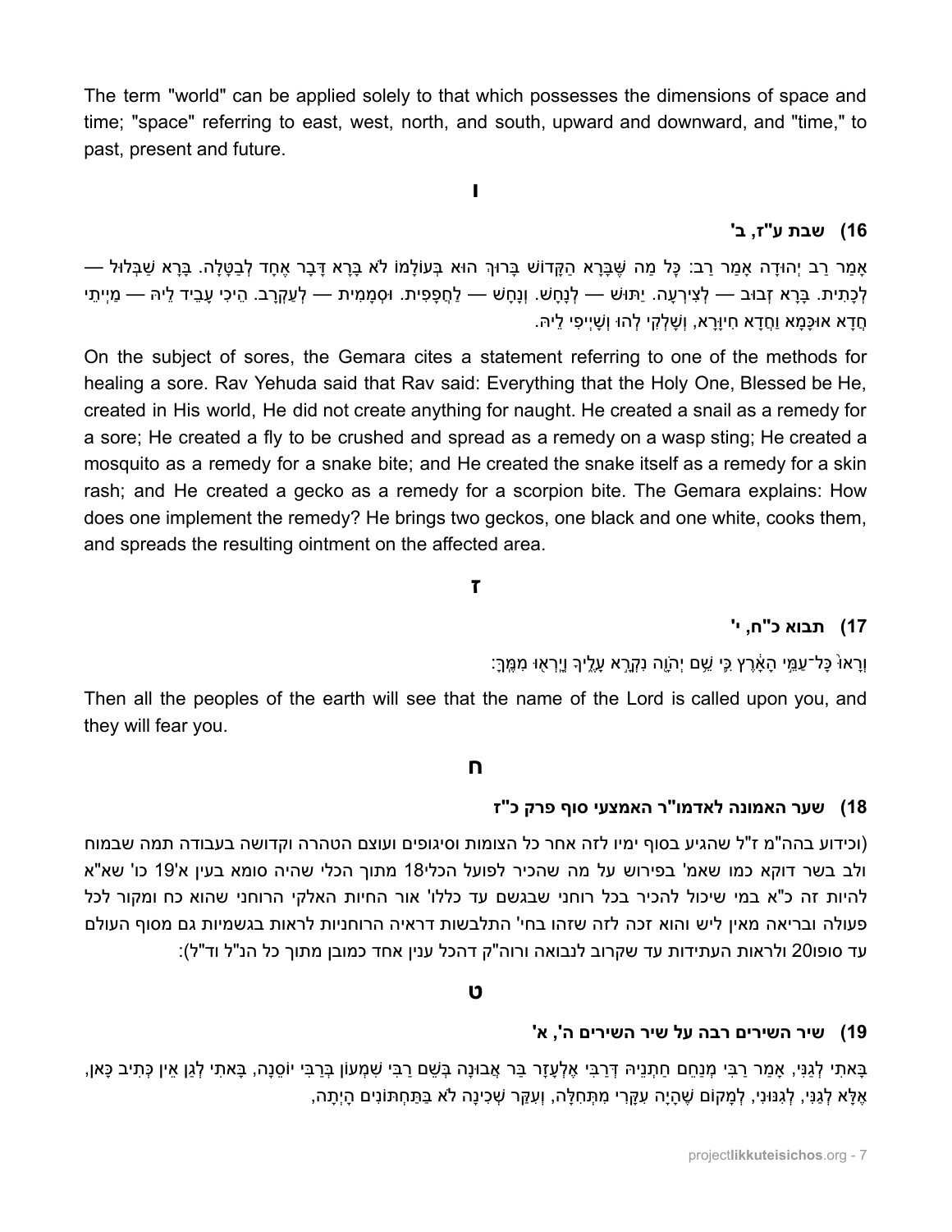The term "world" can be applied solely to that which possesses the dimensions of space and time; "space" referring to east, west, north, and south, upward and downward, and "time," to past, present and future.

## ו

### 16) שבת ע"ז, ב'

אָמַר רַב יְהוּדָה אָמַר רַב: כָּל מַה שֶּׁבָּרָא הַקָּדוֹשׁ בָּרוּךְ הוּא בְּעוֹלָמוֹ לֹא בָּרָא דָּבָר אֶחָד לְבַטָּלָה. בָּרָא שַׁבְּלוּל — לְכָתִית. בָּרָא זְבוּב — לְצִירְעָה. יַתּוּשׁ — לְנָחָשׁ. וְנָחָשׁ — לַחֲפָפִית. וּסְמָמִית — לְעַקְרָב. הֵיכִי עָבֵיד לֵיהּ — מַיְיתֵי חֲדָא אוּכָּמָא וַחֲדָא חִיוָּרָא, וְשָׁלְקֵי לְהוּ וְשָׁיְיפִי לֵיהּ.

On the subject of sores, the Gemara cites a statement referring to one of the methods for healing a sore. Rav Yehuda said that Rav said: Everything that the Holy One, Blessed be He, created in His world, He did not create anything for naught. He created a snail as a remedy for a sore; He created a fly to be crushed and spread as a remedy on a wasp sting; He created a mosquito as a remedy for a snake bite; and He created the snake itself as a remedy for a skin rash; and He created a gecko as a remedy for a scorpion bite. The Gemara explains: How does one implement the remedy? He brings two geckos, one black and one white, cooks them, and spreads the resulting ointment on the affected area.

## ז

### 17) תבוא כ"ח, י'

וְרָאוּ֙ כָּל־עַמֵּ֣י הָאָ֔רֶץ כִּ֛י שֵׁ֥ם יְהֹוָ֖ה נִקְרָ֣א עָלֶ֑יךָ וְיָרְא֖וּ מִמֶּֽךָּ׃

Then all the peoples of the earth will see that the name of the Lord is called upon you, and they will fear you.

## ח

### 18) שער האמונה לאדמו"ר האמצעי סוף פרק כ"ז

(וכידוע בהה"מ ז"ל שהגיע בסוף ימיו לזה אחר כל הצומות וסיגופים ועוצם הטהרה וקדושה בעבודה תמה שבמוח ולב בשר דוקא כמו שאמ' בפירוש על מה שהכיר לפועל הכלי18 מתוך הכלי שהיה סומא בעין א'19 כו' שא"א להיות זה כ"א במי שיכול להכיר בכל רוחני שבגשם עד כללו' אור החיות האלקי הרוחני שהוא כח ומקור לכל פעולה ובריאה מאין ליש והוא זכה לזה שזהו בחי' התלבשות דראיה הרוחניות לראות בגשמיות גם מסוף העולם עד סופו20 ולראות העתידות עד שקרוב לנבואה ורוה"ק דהכל ענין אחד כמובן מתוך כל הנ"ל וד"ל):

## ט

### 19) שיר השירים רבה על שיר השירים ה', א'

בָּאתִי לְגַנִּי, אָמַר רַבִּי מְנַחֵם חַתְנֵיהּ דְּרַבִּי אֶלְעָזָר בַּר אֲבוּנָה בְּשֵׁם רַבִּי שִׁמְעוֹן בְּרַבִּי יוֹסֵנָה, בָּאתִי לְגַן אֵין כְּתִיב כָּאן, אֶלָּא לְגַנִּי, לְגִנּוּנִי, לְמָקוֹם שֶׁהָיָה עִקָּרִי מִתְּחִלָּה, וְעִקַּר שְׁכִינָה לֹא בַּתַּחְתּוֹנִים הָיְתָה,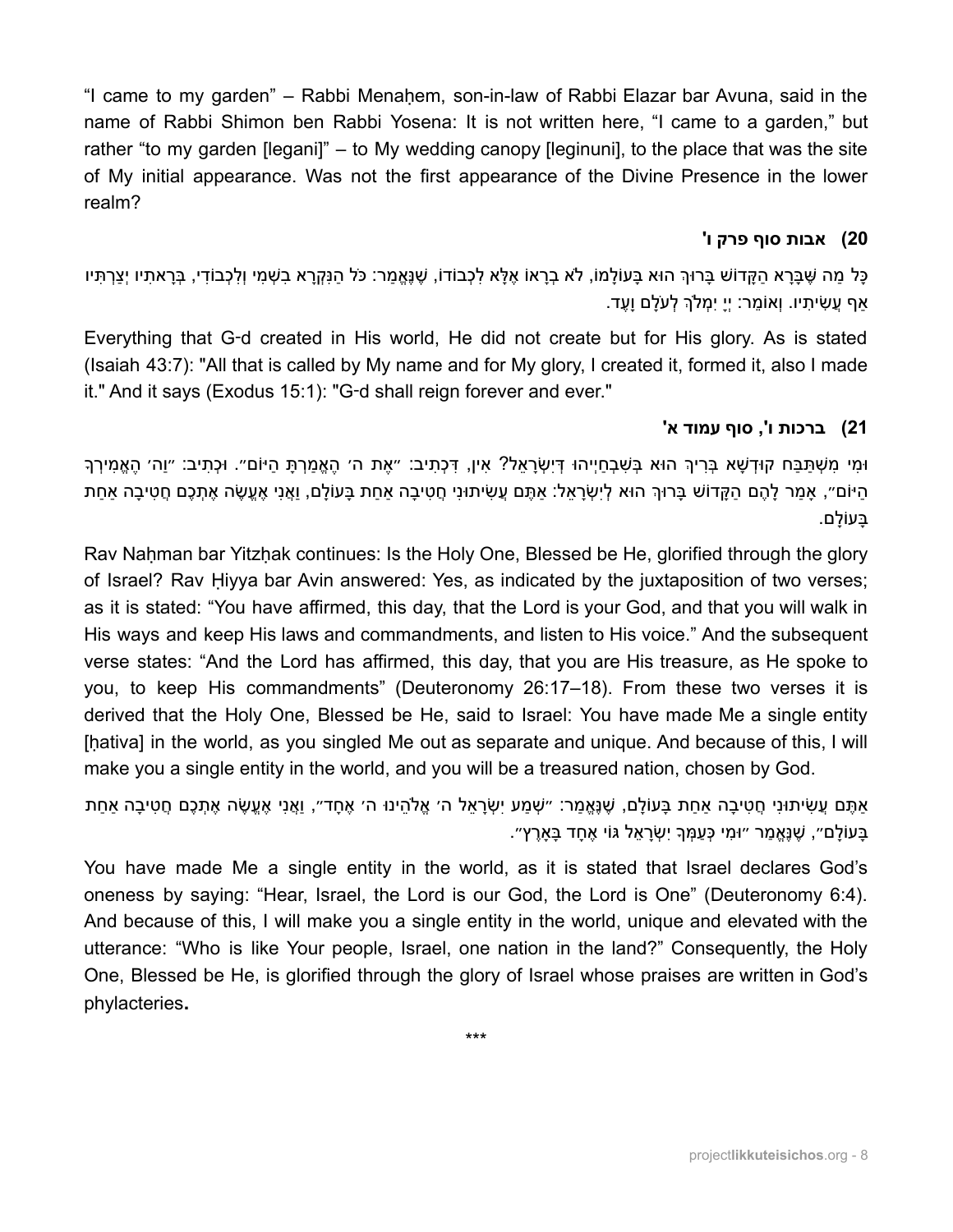“I came to my garden” – Rabbi Menaḥem, son-in-law of Rabbi Elazar bar Avuna, said in the name of Rabbi Shimon ben Rabbi Yosena: It is not written here, “I came to a garden,” but rather “to my garden [legani]” – to My wedding canopy [leginuni], to the place that was the site of My initial appearance. Was not the first appearance of the Divine Presence in the lower realm?

### 20) אבות סוף פרק ו'

כָּל מַה שֶּׁבָּרָא הַקָּדוֹשׁ בָּרוּךְ הוּא בְּעוֹלָמוֹ, לֹא בְרָאוֹ אֶלָּא לִכְבוֹדוֹ, שֶׁנֶּאֱמַר: כֹּל הַנִּקְרָא בִשְׁמִי וְלִכְבוֹדִי, בְּרָאתִיו יְצַרְתִּיו אַף עֲשִׂיתִיו. וְאוֹמֵר: יְיָ יִמְלֹךְ לְעֹלָם וָעֶד.

Everything that G-d created in His world, He did not create but for His glory. As is stated (Isaiah 43:7): "All that is called by My name and for My glory, I created it, formed it, also I made it." And it says (Exodus 15:1): "G-d shall reign forever and ever."

### 21) ברכות ו', סוף עמוד א'

וּמִי מִשְׁתַּבַּח קוּדְשָׁא בְּרִיךְ הוּא בְּשִׁבְחַיְיהוּ דְּיִשְׂרָאֵל? אִין, דִּכְתִיב: ״אֶת ה׳ הֶאֱמַרְתָּ הַיּוֹם״. וּכְתִיב: ״וַה׳ הֶאֱמִירְךָ הַיּוֹם״, אָמַר לָהֶם הַקָּדוֹשׁ בָּרוּךְ הוּא לְיִשְׂרָאֵל: אַתֶּם עֲשִׂיתוּנִי חֲטִיבָה אַחַת בָּעוֹלָם, וַאֲנִי אֶעֱשֶׂה אֶתְכֶם חֲטִיבָה אַחַת בָּעוֹלָם.

Rav Naḥman bar Yitzḥak continues: Is the Holy One, Blessed be He, glorified through the glory of Israel? Rav Ḥiyya bar Avin answered: Yes, as indicated by the juxtaposition of two verses; as it is stated: “You have affirmed, this day, that the Lord is your God, and that you will walk in His ways and keep His laws and commandments, and listen to His voice.” And the subsequent verse states: “And the Lord has affirmed, this day, that you are His treasure, as He spoke to you, to keep His commandments” (Deuteronomy 26:17–18). From these two verses it is derived that the Holy One, Blessed be He, said to Israel: You have made Me a single entity [ḥativa] in the world, as you singled Me out as separate and unique. And because of this, I will make you a single entity in the world, and you will be a treasured nation, chosen by God.

אַתֶּם עֲשִׂיתוּנִי חֲטִיבָה אַחַת בָּעוֹלָם, שֶׁנֶּאֱמַר: ״שְׁמַע יִשְׂרָאֵל ה׳ אֱלֹהֵינוּ ה׳ אֶחָד״, וַאֲנִי אֶעֱשֶׂה אֶתְכֶם חֲטִיבָה אַחַת בָּעוֹלָם״, שֶׁנֶּאֱמַר ״וּמִי כְּעַמְּךָ יִשְׂרָאֵל גּוֹי אֶחָד בָּאָרֶץ״.

You have made Me a single entity in the world, as it is stated that Israel declares God’s oneness by saying: “Hear, Israel, the Lord is our God, the Lord is One” (Deuteronomy 6:4). And because of this, I will make you a single entity in the world, unique and elevated with the utterance: “Who is like Your people, Israel, one nation in the land?” Consequently, the Holy One, Blessed be He, is glorified through the glory of Israel whose praises are written in God’s phylacteries**.**

***